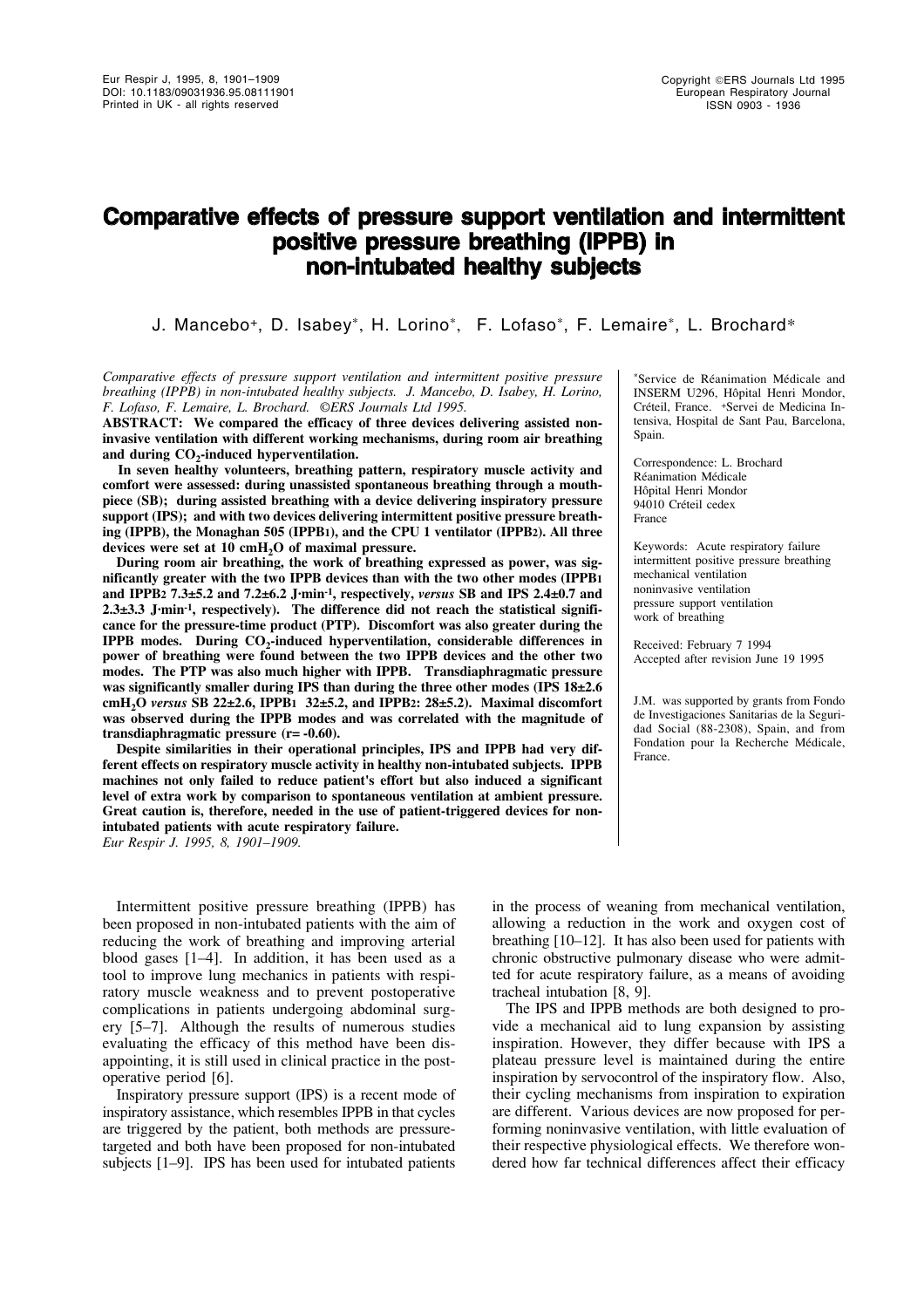# Comparative effects of pressure support ventilation and intermittent positive pressure breathing (IPPB) in non-intubated healthy subjects

J. Mancebo+, D. Isabey*, H. Lorino*, F. Lofaso*, F. Lemaire*, L. Brochard*

*Comparative effects of pressure support ventilation and intermittent positive pressure breathing (IPPB) in non-intubated healthy subjects. J. Mancebo, D. Isabey, H. Lorino, F. Lofaso, F. Lemaire, L. Brochard. ©ERS Journals Ltd 1995.*

**ABSTRACT: We compared the efficacy of three devices delivering assisted non-invasive ventilation with different working mechanisms, during room air breathing and during $CO_2$-induced hyperventilation.**

**In seven healthy volunteers, breathing pattern, respiratory muscle activity and comfort were assessed: during unassisted spontaneous breathing through a mouthpiece (SB); during assisted breathing with a device delivering inspiratory pressure support (IPS); and with two devices delivering intermittent positive pressure breathing (IPPB), the Monaghan 505 ($IPPB_1$), and the CPU 1 ventilator ($IPPB_2$). All three devices were set at 10 $cmH_2O$ of maximal pressure.**

**During room air breathing, the work of breathing expressed as power, was significantly greater with the two IPPB devices than with the two other modes ($IPPB_1$ and $IPPB_2$ 7.3±5.2 and 7.2±6.2 $J \cdot min^{-1}$, respectively, *versus* SB and IPS 2.4±0.7 and 2.3±3.3 $J \cdot min^{-1}$, respectively). The difference did not reach the statistical significance for the pressure-time product (PTP). Discomfort was also greater during the IPPB modes. During $CO_2$-induced hyperventilation, considerable differences in power of breathing were found between the two IPPB devices and the other two modes. The PTP was also much higher with IPPB. Transdiaphragmatic pressure was significantly smaller during IPS than during the three other modes (IPS 18±2.6 $cmH_2O$ *versus* SB 22±2.6, $IPPB_1$ 32±5.2, and $IPPB_2$: 28±5.2). Maximal discomfort was observed during the IPPB modes and was correlated with the magnitude of transdiaphragmatic pressure (r= -0.60).**

**Despite similarities in their operational principles, IPS and IPPB had very different effects on respiratory muscle activity in healthy non-intubated subjects. IPPB machines not only failed to reduce patient's effort but also induced a significant level of extra work by comparison to spontaneous ventilation at ambient pressure. Great caution is, therefore, needed in the use of patient-triggered devices for non-intubated patients with acute respiratory failure.**

*Eur Respir J. 1995, 8, 1901–1909.*

*Service de Réanimation Médicale and INSERM U296, Hôpital Henri Mondor, Créteil, France. +Servei de Medicina Intensiva, Hospital de Sant Pau, Barcelona, Spain.

Correspondence: L. Brochard
Réanimation Médicale
Hôpital Henri Mondor
94010 Créteil cedex
France

Keywords: Acute respiratory failure
intermittent positive pressure breathing
mechanical ventilation
noninvasive ventilation
pressure support ventilation
work of breathing

Received: February 7 1994
Accepted after revision June 19 1995

J.M. was supported by grants from Fondo de Investigaciones Sanitarias de la Seguridad Social (88-2308), Spain, and from Fondation pour la Recherche Médicale, France.

Intermittent positive pressure breathing (IPPB) has been proposed in non-intubated patients with the aim of reducing the work of breathing and improving arterial blood gases [1–4]. In addition, it has been used as a tool to improve lung mechanics in patients with respiratory muscle weakness and to prevent postoperative complications in patients undergoing abdominal surgery [5–7]. Although the results of numerous studies evaluating the efficacy of this method have been disappointing, it is still used in clinical practice in the postoperative period [6].

Inspiratory pressure support (IPS) is a recent mode of inspiratory assistance, which resembles IPPB in that cycles are triggered by the patient, both methods are pressure-targeted and both have been proposed for non-intubated subjects [1–9]. IPS has been used for intubated patients in the process of weaning from mechanical ventilation, allowing a reduction in the work and oxygen cost of breathing [10–12]. It has also been used for patients with chronic obstructive pulmonary disease who were admitted for acute respiratory failure, as a means of avoiding tracheal intubation [8, 9].

The IPS and IPPB methods are both designed to provide a mechanical aid to lung expansion by assisting inspiration. However, they differ because with IPS a plateau pressure level is maintained during the entire inspiration by servocontrol of the inspiratory flow. Also, their cycling mechanisms from inspiration to expiration are different. Various devices are now proposed for performing noninvasive ventilation, with little evaluation of their respective physiological effects. We therefore wondered how far technical differences affect their efficacy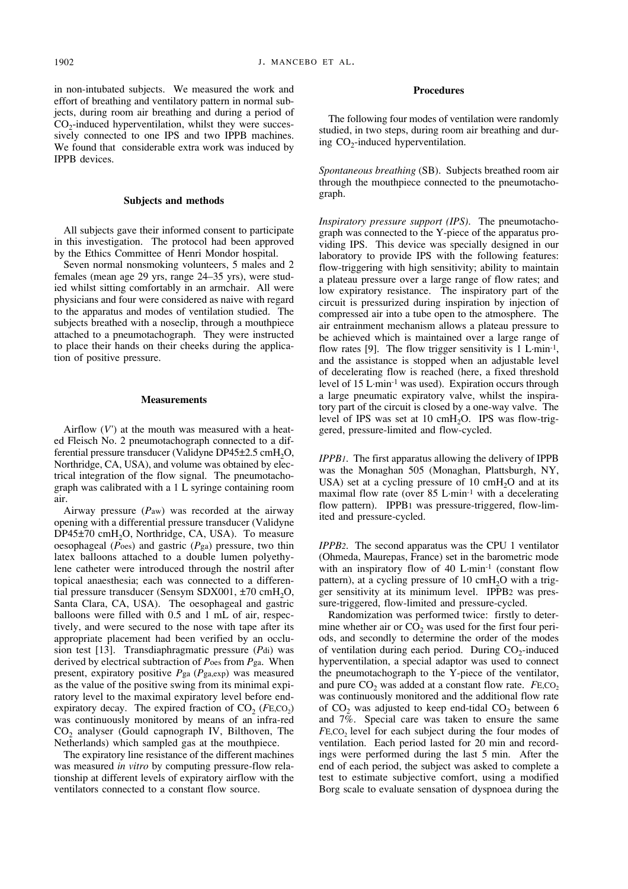in non-intubated subjects. We measured the work and effort of breathing and ventilatory pattern in normal subjects, during room air breathing and during a period of $CO_2$-induced hyperventilation, whilst they were successively connected to one IPS and two IPPB machines. We found that considerable extra work was induced by IPPB devices.

## Subjects and methods

All subjects gave their informed consent to participate in this investigation. The protocol had been approved by the Ethics Committee of Henri Mondor hospital.

Seven normal nonsmoking volunteers, 5 males and 2 females (mean age 29 yrs, range 24–35 yrs), were studied whilst sitting comfortably in an armchair. All were physicians and four were considered as naive with regard to the apparatus and modes of ventilation studied. The subjects breathed with a noseclip, through a mouthpiece attached to a pneumotachograph. They were instructed to place their hands on their cheeks during the application of positive pressure.

## Measurements

Airflow ($V'$) at the mouth was measured with a heated Fleisch No. 2 pneumotachograph connected to a differential pressure transducer (Validyne DP45±2.5 $cmH_2O$, Northridge, CA, USA), and volume was obtained by electrical integration of the flow signal. The pneumotachograph was calibrated with a 1 L syringe containing room air.

Airway pressure ($P_{aw}$) was recorded at the airway opening with a differential pressure transducer (Validyne DP45±70 $cmH_2O$, Northridge, CA, USA). To measure oesophageal ($P_{oes}$) and gastric ($P_{ga}$) pressure, two thin latex balloons attached to a double lumen polyethylene catheter were introduced through the nostril after topical anaesthesia; each was connected to a differential pressure transducer (Sensym SDX001, ±70 $cmH_2O$, Santa Clara, CA, USA). The oesophageal and gastric balloons were filled with 0.5 and 1 mL of air, respectively, and were secured to the nose with tape after its appropriate placement had been verified by an occlusion test [13]. Transdiaphragmatic pressure ($P_{di}$) was derived by electrical subtraction of $P_{oes}$ from $P_{ga}$. When present, expiratory positive $P_{ga}$ ($P_{ga,exp}$) was measured as the value of the positive swing from its minimal expiratory level to the maximal expiratory level before end-expiratory decay. The expired fraction of $CO_2$ ($F_{E,CO_2}$) was continuously monitored by means of an infra-red $CO_2$ analyser (Gould capnograph IV, Bilthoven, The Netherlands) which sampled gas at the mouthpiece.

The expiratory line resistance of the different machines was measured *in vitro* by computing pressure-flow relationship at different levels of expiratory airflow with the ventilators connected to a constant flow source.

## Procedures

The following four modes of ventilation were randomly studied, in two steps, during room air breathing and during $CO_2$-induced hyperventilation.

*Spontaneous breathing* (SB). Subjects breathed room air through the mouthpiece connected to the pneumotachograph.

*Inspiratory pressure support (IPS)*. The pneumotachograph was connected to the Y-piece of the apparatus providing IPS. This device was specially designed in our laboratory to provide IPS with the following features: flow-triggering with high sensitivity; ability to maintain a plateau pressure over a large range of flow rates; and low expiratory resistance. The inspiratory part of the circuit is pressurized during inspiration by injection of compressed air into a tube open to the atmosphere. The air entrainment mechanism allows a plateau pressure to be achieved which is maintained over a large range of flow rates [9]. The flow trigger sensitivity is 1 $L \cdot min^{-1}$, and the assistance is stopped when an adjustable level of decelerating flow is reached (here, a fixed threshold level of 15 $L \cdot min^{-1}$ was used). Expiration occurs through a large pneumatic expiratory valve, whilst the inspiratory part of the circuit is closed by a one-way valve. The level of IPS was set at 10 $cmH_2O$. IPS was flow-triggered, pressure-limited and flow-cycled.

*IPPB1*. The first apparatus allowing the delivery of IPPB was the Monaghan 505 (Monaghan, Plattsburgh, NY, USA) set at a cycling pressure of 10 $cmH_2O$ and at its maximal flow rate (over 85 $L \cdot min^{-1}$ with a decelerating flow pattern). IPPB1 was pressure-triggered, flow-limited and pressure-cycled.

*IPPB2*. The second apparatus was the CPU 1 ventilator (Ohmeda, Maurepas, France) set in the barometric mode with an inspiratory flow of 40 $L \cdot min^{-1}$ (constant flow pattern), at a cycling pressure of 10 $cmH_2O$ with a trigger sensitivity at its minimum level. IPPB2 was pressure-triggered, flow-limited and pressure-cycled.

Randomization was performed twice: firstly to determine whether air or $CO_2$ was used for the first four periods, and secondly to determine the order of the modes of ventilation during each period. During $CO_2$-induced hyperventilation, a special adaptor was used to connect the pneumotachograph to the Y-piece of the ventilator, and pure $CO_2$ was added at a constant flow rate. $F_{E,CO_2}$ was continuously monitored and the additional flow rate of $CO_2$ was adjusted to keep end-tidal $CO_2$ between 6 and 7%. Special care was taken to ensure the same $F_{E,CO_2}$ level for each subject during the four modes of ventilation. Each period lasted for 20 min and recordings were performed during the last 5 min. After the end of each period, the subject was asked to complete a test to estimate subjective comfort, using a modified Borg scale to evaluate sensation of dyspnoea during the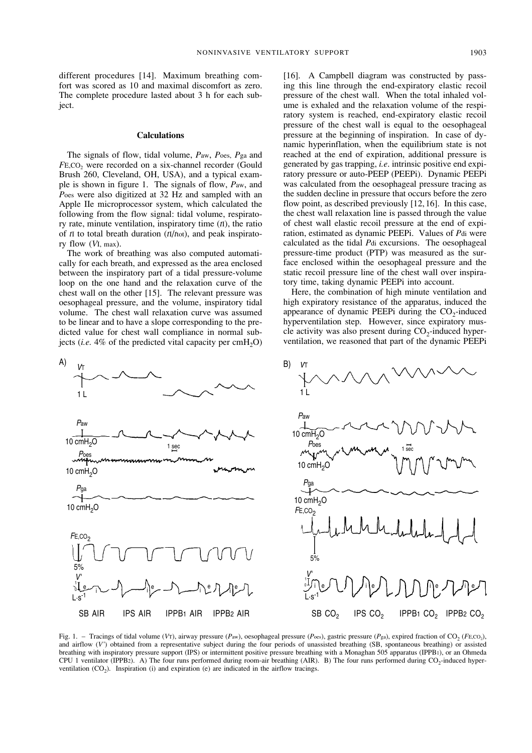different procedures [14]. Maximum breathing comfort was scored as 10 and maximal discomfort as zero. The complete procedure lasted about 3 h for each subject.

### Calculations

The signals of flow, tidal volume, $P_{aw}$, $P_{oes}$, $P_{ga}$ and $F_{E,CO_2}$ were recorded on a six-channel recorder (Gould Brush 260, Cleveland, OH, USA), and a typical example is shown in figure 1. The signals of flow, $P_{aw}$, and $P_{oes}$ were also digitized at 32 Hz and sampled with an Apple IIe microprocessor system, which calculated the following from the flow signal: tidal volume, respiratory rate, minute ventilation, inspiratory time ($t_I$), the ratio of $t_I$ to total breath duration ($t_I/t_{tot}$), and peak inspiratory flow ($V'_{I,max}$).

The work of breathing was also computed automatically for each breath, and expressed as the area enclosed between the inspiratory part of a tidal pressure-volume loop on the one hand and the relaxation curve of the chest wall on the other [15]. The relevant pressure was oesophageal pressure, and the volume, inspiratory tidal volume. The chest wall relaxation curve was assumed to be linear and to have a slope corresponding to the predicted value for chest wall compliance in normal subjects (*i.e.* 4% of the predicted vital capacity per $cmH_2O$) [16]. A Campbell diagram was constructed by passing this line through the end-expiratory elastic recoil pressure of the chest wall. When the total inhaled volume is exhaled and the relaxation volume of the respiratory system is reached, end-expiratory elastic recoil pressure of the chest wall is equal to the oesophageal pressure at the beginning of inspiration. In case of dynamic hyperinflation, when the equilibrium state is not reached at the end of expiration, additional pressure is generated by gas trapping, *i.e.* intrinsic positive end expiratory pressure or auto-PEEP (PEEPi). Dynamic PEEPi was calculated from the oesophageal pressure tracing as the sudden decline in pressure that occurs before the zero flow point, as described previously [12, 16]. In this case, the chest wall relaxation line is passed through the value of chest wall elastic recoil pressure at the end of expiration, estimated as dynamic PEEPi. Values of $P_{di}$ were calculated as the tidal $P_{di}$ excursions. The oesophageal pressure-time product (PTP) was measured as the surface enclosed within the oesophageal pressure and the static recoil pressure line of the chest wall over inspiratory time, taking dynamic PEEPi into account.

Here, the combination of high minute ventilation and high expiratory resistance of the apparatus, induced the appearance of dynamic PEEPi during the $CO_2$-induced hyperventilation step. However, since expiratory muscle activity was also present during $CO_2$-induced hyperventilation, we reasoned that part of the dynamic PEEPi

Fig. 1. – Tracings of tidal volume ($V_T$), airway pressure ($P_{aw}$), oesophageal pressure ($P_{oes}$), gastric pressure ($P_{ga}$), expired fraction of $CO_2$ ($F_{E,CO_2}$), and airflow ($V'$) obtained from a representative subject during the four periods of unassisted breathing (SB, spontaneous breathing) or assisted breathing with inspiratory pressure support (IPS) or intermittent positive pressure breathing with a Monaghan 505 apparatus (IPPB1), or an Ohmeda CPU 1 ventilator (IPPB2). A) The four runs performed during room-air breathing (AIR). B) The four runs performed during $CO_2$-induced hyperventilation ($CO_2$). Inspiration (i) and expiration (e) are indicated in the airflow tracings.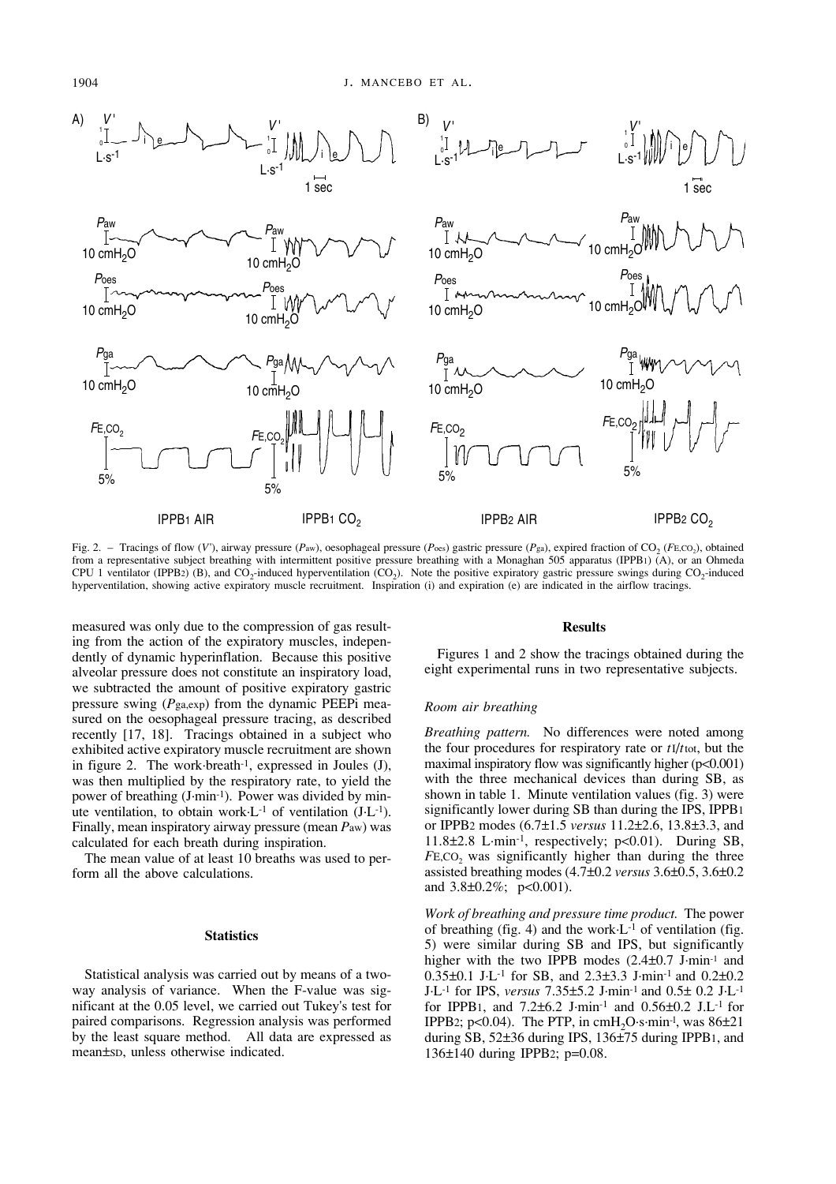Fig. 2. – Tracings of flow ($V'$), airway pressure ($P_{aw}$), oesophageal pressure ($P_{oes}$) gastric pressure ($P_{ga}$), expired fraction of $CO_2$ ($F_{E,CO_2}$), obtained from a representative subject breathing with intermittent positive pressure breathing with a Monaghan 505 apparatus (IPPB1) (A), or an Ohmeda CPU 1 ventilator (IPPB2) (B), and $CO_2$-induced hyperventilation ($CO_2$). Note the positive expiratory gastric pressure swings during $CO_2$-induced hyperventilation, showing active expiratory muscle recruitment. Inspiration (i) and expiration (e) are indicated in the airflow tracings.

measured was only due to the compression of gas resulting from the action of the expiratory muscles, independently of dynamic hyperinflation. Because this positive alveolar pressure does not constitute an inspiratory load, we subtracted the amount of positive expiratory gastric pressure swing ($P_{ga,exp}$) from the dynamic PEEPi measured on the oesophageal pressure tracing, as described recently [17, 18]. Tracings obtained in a subject who exhibited active expiratory muscle recruitment are shown in figure 2. The work·breath$^{-1}$, expressed in Joules (J), was then multiplied by the respiratory rate, to yield the power of breathing (J·min$^{-1}$). Power was divided by minute ventilation, to obtain work·L$^{-1}$ of ventilation (J·L$^{-1}$). Finally, mean inspiratory airway pressure (mean $P_{aw}$) was calculated for each breath during inspiration.

The mean value of at least 10 breaths was used to perform all the above calculations.

## Statistics

Statistical analysis was carried out by means of a two-way analysis of variance. When the F-value was significant at the 0.05 level, we carried out Tukey's test for paired comparisons. Regression analysis was performed by the least square method. All data are expressed as mean±SD, unless otherwise indicated.

## Results

Figures 1 and 2 show the tracings obtained during the eight experimental runs in two representative subjects.

### Room air breathing

*Breathing pattern.* No differences were noted among the four procedures for respiratory rate or $t_I/t_{tot}$, but the maximal inspiratory flow was significantly higher ($p<0.001$) with the three mechanical devices than during SB, as shown in table 1. Minute ventilation values (fig. 3) were significantly lower during SB than during the IPS, IPPB1 or IPPB2 modes (6.7±1.5 *versus* 11.2±2.6, 13.8±3.3, and 11.8±2.8 L·min$^{-1}$, respectively; $p<0.01$). During SB, $F_{E,CO_2}$ was significantly higher than during the three assisted breathing modes (4.7±0.2 *versus* 3.6±0.5, 3.6±0.2 and 3.8±0.2%; $p<0.001$).

*Work of breathing and pressure time product.* The power of breathing (fig. 4) and the work·L$^{-1}$ of ventilation (fig. 5) were similar during SB and IPS, but significantly higher with the two IPPB modes (2.4±0.7 J·min$^{-1}$ and 0.35±0.1 J·L$^{-1}$ for SB, and 2.3±3.3 J·min$^{-1}$ and 0.2±0.2 J·L$^{-1}$ for IPS, *versus* 7.35±5.2 J·min$^{-1}$ and 0.5± 0.2 J·L$^{-1}$ for IPPB1, and 7.2±6.2 J·min$^{-1}$ and 0.56±0.2 J.L$^{-1}$ for IPPB2; $p<0.04$). The PTP, in cm$H_2O$·s·min$^{-1}$, was 86±21 during SB, 52±36 during IPS, 136±75 during IPPB1, and 136±140 during IPPB2; $p=0.08$.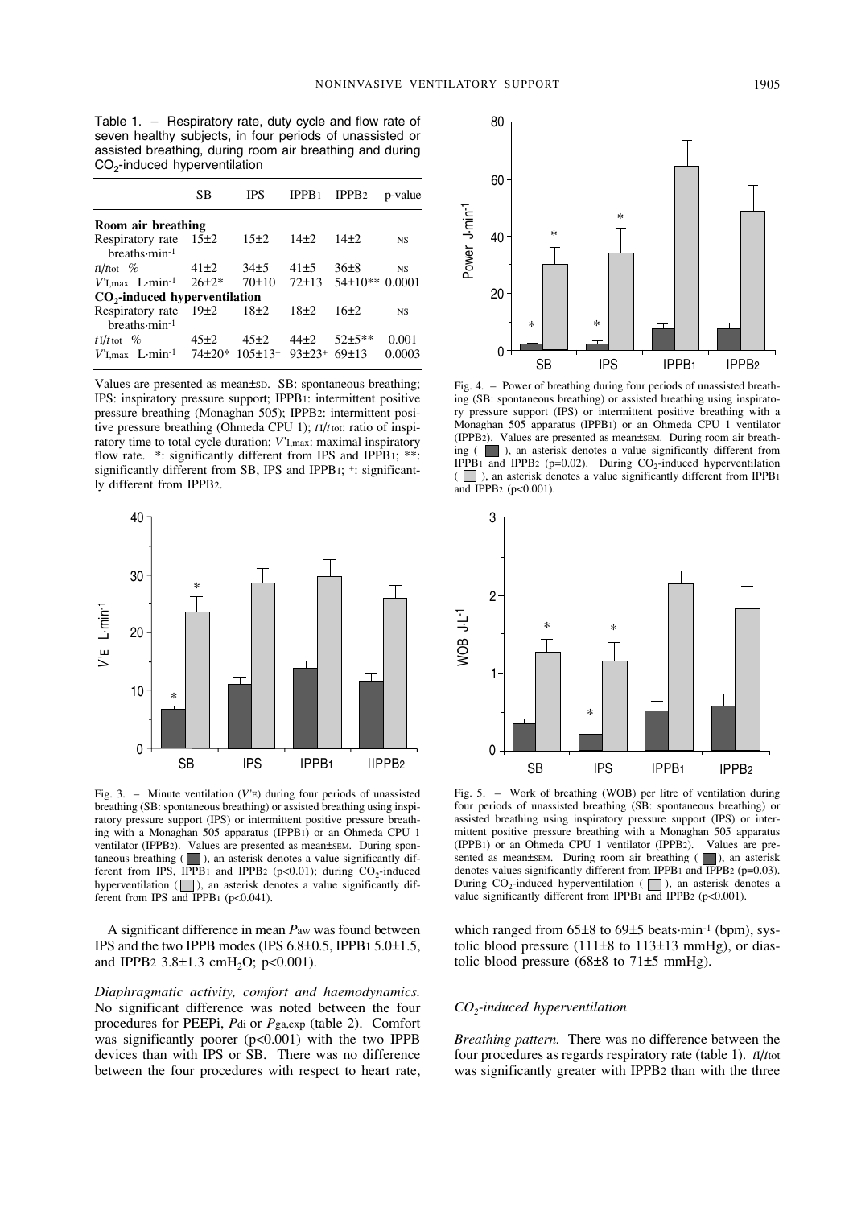Table 1. – Respiratory rate, duty cycle and flow rate of seven healthy subjects, in four periods of unassisted or assisted breathing, during room air breathing and during $CO_2$-induced hyperventilation

| | SB | IPS | IPPB1 | IPPB2 | p-value |
|---|---|---|---|---|---|
| **Room air breathing** | | | | | |
| Respiratory rate breaths·min⁻¹ | 15±2 | 15±2 | 14±2 | 14±2 | NS |
| $t_I/t_{tot}$ % | 41±2 | 34±5 | 41±5 | 36±8 | NS |
| $V'_{I,max}$ L·min⁻¹ | 26±2* | 70±10 | 72±13 | 54±10** | 0.0001 |
| **$CO_2$-induced hyperventilation** | | | | | |
| Respiratory rate breaths·min⁻¹ | 19±2 | 18±2 | 18±2 | 16±2 | NS |
| $t_I/t_{tot}$ % | 45±2 | 45±2 | 44±2 | 52±5** | 0.001 |
| $V'_{I,max}$ L·min⁻¹ | 74±20* | 105±13⁺ | 93±23⁺ | 69±13 | 0.0003 |

Values are presented as mean±SD. SB: spontaneous breathing; IPS: inspiratory pressure support; IPPB1: intermittent positive pressure breathing (Monaghan 505); IPPB2: intermittent positive pressure breathing (Ohmeda CPU 1); $t_I/t_{tot}$: ratio of inspiratory time to total cycle duration; $V'_{I,max}$: maximal inspiratory flow rate. *: significantly different from IPS and IPPB1; **: significantly different from SB, IPS and IPPB1; ⁺: significantly different from IPPB2.

Fig. 3. – Minute ventilation ($V'_E$) during four periods of unassisted breathing (SB: spontaneous breathing) or assisted breathing using inspiratory pressure support (IPS) or intermittent positive pressure breathing with a Monaghan 505 apparatus (IPPB1) or an Ohmeda CPU 1 ventilator (IPPB2). Values are presented as mean±SEM. During spontaneous breathing (■), an asterisk denotes a value significantly different from IPS, IPPB1 and IPPB2 ($p<0.01$); during $CO_2$-induced hyperventilation (□), an asterisk denotes a value significantly different from IPS and IPPB1 ($p<0.041$).

Fig. 4. – Power of breathing during four periods of unassisted breathing (SB: spontaneous breathing) or assisted breathing using inspiratory pressure support (IPS) or intermittent positive pressure breathing with a Monaghan 505 apparatus (IPPB1) or an Ohmeda CPU 1 ventilator (IPPB2). Values are presented as mean±SEM. During room air breathing (■), an asterisk denotes a value significantly different from IPPB1 and IPPB2 ($p=0.02$). During $CO_2$-induced hyperventilation (□), an asterisk denotes a value significantly different from IPPB1 and IPPB2 ($p<0.001$).

Fig. 5. – Work of breathing (WOB) per litre of ventilation during four periods of unassisted breathing (SB: spontaneous breathing) or assisted breathing using inspiratory pressure support (IPS) or intermittent positive pressure breathing with a Monaghan 505 apparatus (IPPB1) or an Ohmeda CPU 1 ventilator (IPPB2). Values are presented as mean±SEM. During room air breathing (■), an asterisk denotes values significantly different from IPPB1 and IPPB2 ($p=0.03$). During $CO_2$-induced hyperventilation (□), an asterisk denotes a value significantly different from IPPB1 and IPPB2 ($p<0.001$).

A significant difference in mean $P_{aw}$ was found between IPS and the two IPPB modes (IPS 6.8±0.5, IPPB1 5.0±1.5, and IPPB2 3.8±1.3 $cmH_2O$; $p<0.001$).

*Diaphragmatic activity, comfort and haemodynamics.* No significant difference was noted between the four procedures for PEEPi, $P_{di}$ or $P_{ga,exp}$ (table 2). Comfort was significantly poorer ($p<0.001$) with the two IPPB devices than with IPS or SB. There was no difference between the four procedures with respect to heart rate, which ranged from 65±8 to 69±5 beats·min⁻¹ (bpm), systolic blood pressure (111±8 to 113±13 mmHg), or diastolic blood pressure (68±8 to 71±5 mmHg).

### $CO_2$-induced hyperventilation

*Breathing pattern.* There was no difference between the four procedures as regards respiratory rate (table 1). $t_I/t_{tot}$ was significantly greater with IPPB2 than with the three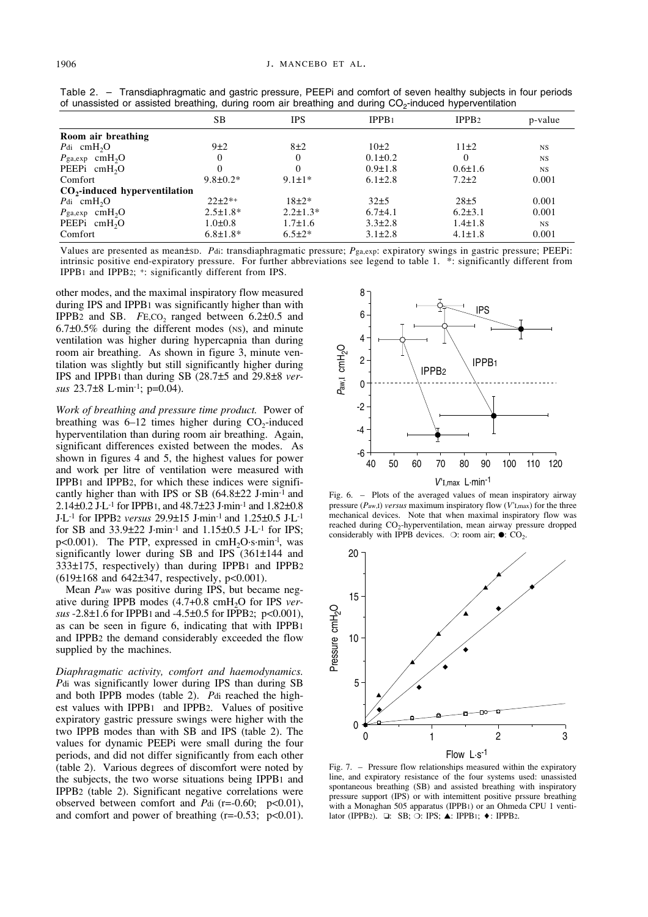Table 2. – Transdiaphragmatic and gastric pressure, PEEPi and comfort of seven healthy subjects in four periods of unassisted or assisted breathing, during room air breathing and during $CO_2$-induced hyperventilation

| | SB | IPS | IPPB1 | IPPB2 | p-value |
|---|---|---|---|---|---|
| **Room air breathing** | | | | | |
| $P_{di}$ $cmH_2O$ | 9±2 | 8±2 | 10±2 | 11±2 | NS |
| $P_{ga,exp}$ $cmH_2O$ | 0 | 0 | 0.1±0.2 | 0 | NS |
| PEEPi $cmH_2O$ | 0 | 0 | 0.9±1.8 | 0.6±1.6 | NS |
| Comfort | 9.8±0.2* | 9.1±1* | 6.1±2.8 | 7.2±2 | 0.001 |
| **$CO_2$-induced hyperventilation** | | | | | |
| $P_{di}$ $cmH_2O$ | 22±2*+ | 18±2* | 32±5 | 28±5 | 0.001 |
| $P_{ga,exp}$ $cmH_2O$ | 2.5±1.8* | 2.2±1.3* | 6.7±4.1 | 6.2±3.1 | 0.001 |
| PEEPi $cmH_2O$ | 1.0±0.8 | 1.7±1.6 | 3.3±2.8 | 1.4±1.8 | NS |
| Comfort | 6.8±1.8* | 6.5±2* | 3.1±2.8 | 4.1±1.8 | 0.001 |

Values are presented as mean±SD. $P_{di}$: transdiaphragmatic pressure; $P_{ga,exp}$: expiratory swings in gastric pressure; PEEPi: intrinsic positive end-expiratory pressure. For further abbreviations see legend to table 1. *: significantly different from IPPB1 and IPPB2; +: significantly different from IPS.

other modes, and the maximal inspiratory flow measured during IPS and IPPB1 was significantly higher than with IPPB2 and SB. $F_{E,CO_2}$ ranged between 6.2±0.5 and 6.7±0.5% during the different modes (NS), and minute ventilation was higher during hypercapnia than during room air breathing. As shown in figure 3, minute ventilation was slightly but still significantly higher during IPS and IPPB1 than during SB (28.7±5 and 29.8±8 *versus* 23.7±8 L·min⁻¹; p=0.04).

*Work of breathing and pressure time product.* Power of breathing was 6–12 times higher during $CO_2$-induced hyperventilation than during room air breathing. Again, significant differences existed between the modes. As shown in figures 4 and 5, the highest values for power and work per litre of ventilation were measured with IPPB1 and IPPB2, for which these indices were significantly higher than with IPS or SB (64.8±22 J·min⁻¹ and 2.14±0.2 J·L⁻¹ for IPPB1, and 48.7±23 J·min⁻¹ and 1.82±0.8 J·L⁻¹ for IPPB2 *versus* 29.9±15 J·min⁻¹ and 1.25±0.5 J·L⁻¹ for SB and 33.9±22 J·min⁻¹ and 1.15±0.5 J·L⁻¹ for IPS; p<0.001). The PTP, expressed in $cmH_2O$·s·min⁻¹, was significantly lower during SB and IPS (361±144 and 333±175, respectively) than during IPPB1 and IPPB2 (619±168 and 642±347, respectively, p<0.001).

Mean $P_{aw}$ was positive during IPS, but became negative during IPPB modes (4.7+0.8 $cmH_2O$ for IPS *versus* -2.8±1.6 for IPPB1 and -4.5±0.5 for IPPB2; p<0.001), as can be seen in figure 6, indicating that with IPPB1 and IPPB2 the demand considerably exceeded the flow supplied by the machines.

*Diaphragmatic activity, comfort and haemodynamics.* $P_{di}$ was significantly lower during IPS than during SB and both IPPB modes (table 2). $P_{di}$ reached the highest values with IPPB1 and IPPB2. Values of positive expiratory gastric pressure swings were higher with the two IPPB modes than with SB and IPS (table 2). The values for dynamic PEEPi were small during the four periods, and did not differ significantly from each other (table 2). Various degrees of discomfort were noted by the subjects, the two worse situations being IPPB1 and IPPB2 (table 2). Significant negative correlations were observed between comfort and $P_{di}$ (r=-0.60; p<0.01), and comfort and power of breathing (r=-0.53; p<0.01).

Fig. 6. – Plots of the averaged values of mean inspiratory airway pressure ($P_{aw,I}$) *versus* maximum inspiratory flow ($V'_{I,max}$) for the three mechanical devices. Note that when maximal inspiratory flow was reached during $CO_2$-hyperventilation, mean airway pressure dropped considerably with IPPB devices. ○: room air; ●: $CO_2$.

Fig. 7. – Pressure flow relationships measured within the expiratory line, and expiratory resistance of the four systems used: unassisted spontaneous breathing (SB) and assisted breathing with inspiratory pressure support (IPS) or with intemittent positive prssure breathing with a Monaghan 505 apparatus (IPPB1) or an Ohmeda CPU 1 ventilator (IPPB2). ❑: SB; ❍: IPS; ▲: IPPB1; ♦: IPPB2.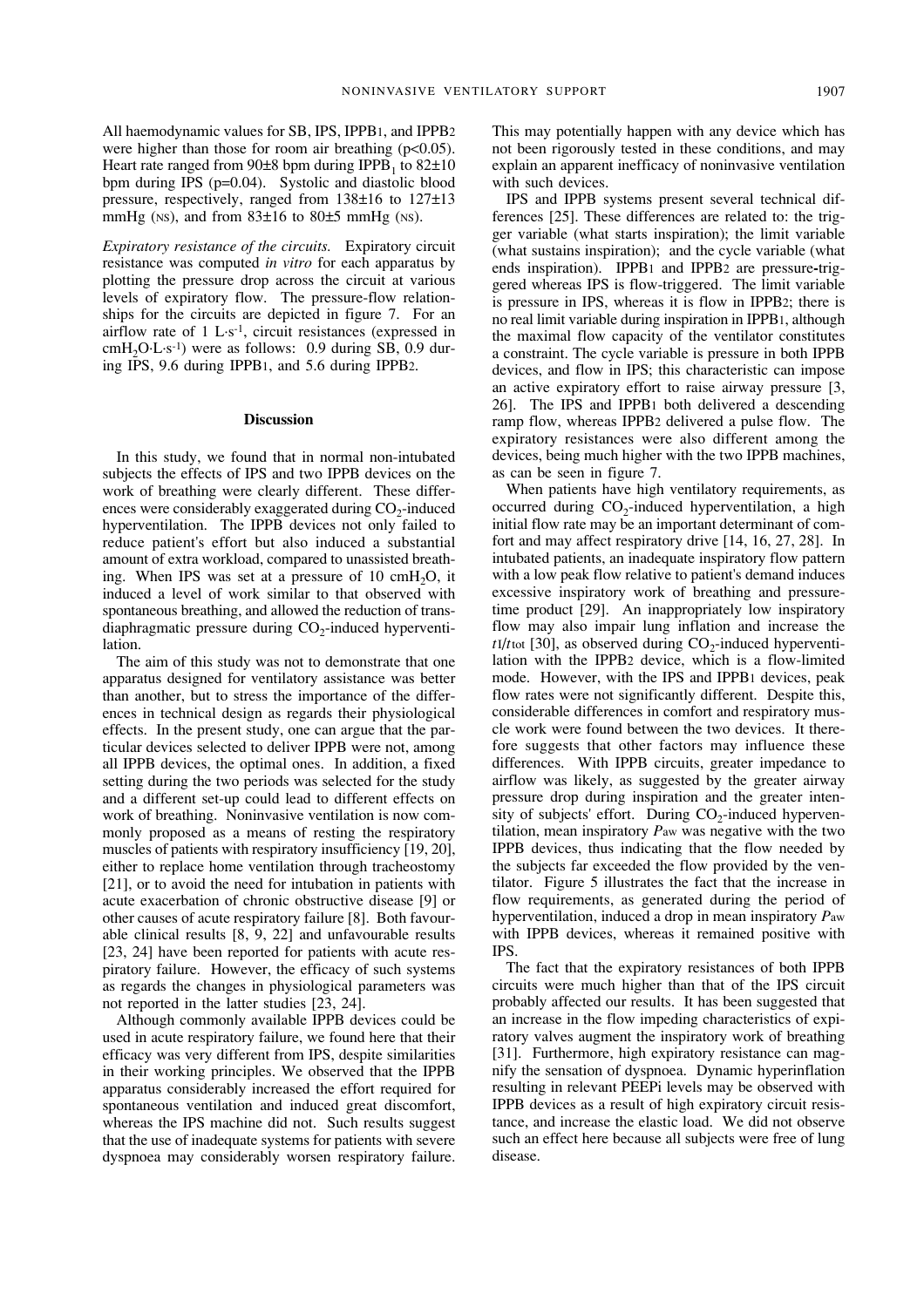All haemodynamic values for SB, IPS, IPPB1, and IPPB2 were higher than those for room air breathing ($p<0.05$). Heart rate ranged from 90±8 bpm during $IPPB_1$ to 82±10 bpm during IPS ($p=0.04$). Systolic and diastolic blood pressure, respectively, ranged from 138±16 to 127±13 mmHg (NS), and from 83±16 to 80±5 mmHg (NS).

*Expiratory resistance of the circuits.* Expiratory circuit resistance was computed *in vitro* for each apparatus by plotting the pressure drop across the circuit at various levels of expiratory flow. The pressure-flow relationships for the circuits are depicted in figure 7. For an airflow rate of 1 L·s$^{-1}$, circuit resistances (expressed in $cmH_2O{\cdot}L{\cdot}s^{-1}$) were as follows: 0.9 during SB, 0.9 during IPS, 9.6 during IPPB1, and 5.6 during IPPB2.

## Discussion

In this study, we found that in normal non-intubated subjects the effects of IPS and two IPPB devices on the work of breathing were clearly different. These differences were considerably exaggerated during $CO_2$-induced hyperventilation. The IPPB devices not only failed to reduce patient's effort but also induced a substantial amount of extra workload, compared to unassisted breathing. When IPS was set at a pressure of 10 $cmH_2O$, it induced a level of work similar to that observed with spontaneous breathing, and allowed the reduction of transdiaphragmatic pressure during $CO_2$-induced hyperventilation.

The aim of this study was not to demonstrate that one apparatus designed for ventilatory assistance was better than another, but to stress the importance of the differences in technical design as regards their physiological effects. In the present study, one can argue that the particular devices selected to deliver IPPB were not, among all IPPB devices, the optimal ones. In addition, a fixed setting during the two periods was selected for the study and a different set-up could lead to different effects on work of breathing. Noninvasive ventilation is now commonly proposed as a means of resting the respiratory muscles of patients with respiratory insufficiency [19, 20], either to replace home ventilation through tracheostomy [21], or to avoid the need for intubation in patients with acute exacerbation of chronic obstructive disease [9] or other causes of acute respiratory failure [8]. Both favourable clinical results [8, 9, 22] and unfavourable results [23, 24] have been reported for patients with acute respiratory failure. However, the efficacy of such systems as regards the changes in physiological parameters was not reported in the latter studies [23, 24].

Although commonly available IPPB devices could be used in acute respiratory failure, we found here that their efficacy was very different from IPS, despite similarities in their working principles. We observed that the IPPB apparatus considerably increased the effort required for spontaneous ventilation and induced great discomfort, whereas the IPS machine did not. Such results suggest that the use of inadequate systems for patients with severe dyspnoea may considerably worsen respiratory failure. This may potentially happen with any device which has not been rigorously tested in these conditions, and may explain an apparent inefficacy of noninvasive ventilation with such devices.

IPS and IPPB systems present several technical differences [25]. These differences are related to: the trigger variable (what starts inspiration); the limit variable (what sustains inspiration); and the cycle variable (what ends inspiration). IPPB1 and IPPB2 are pressure-triggered whereas IPS is flow-triggered. The limit variable is pressure in IPS, whereas it is flow in IPPB2; there is no real limit variable during inspiration in IPPB1, although the maximal flow capacity of the ventilator constitutes a constraint. The cycle variable is pressure in both IPPB devices, and flow in IPS; this characteristic can impose an active expiratory effort to raise airway pressure [3, 26]. The IPS and IPPB1 both delivered a descending ramp flow, whereas IPPB2 delivered a pulse flow. The expiratory resistances were also different among the devices, being much higher with the two IPPB machines, as can be seen in figure 7.

When patients have high ventilatory requirements, as occurred during $CO_2$-induced hyperventilation, a high initial flow rate may be an important determinant of comfort and may affect respiratory drive [14, 16, 27, 28]. In intubated patients, an inadequate inspiratory flow pattern with a low peak flow relative to patient's demand induces excessive inspiratory work of breathing and pressure-time product [29]. An inappropriately low inspiratory flow may also impair lung inflation and increase the $t_I/t_{tot}$ [30], as observed during $CO_2$-induced hyperventilation with the IPPB2 device, which is a flow-limited mode. However, with the IPS and IPPB1 devices, peak flow rates were not significantly different. Despite this, considerable differences in comfort and respiratory muscle work were found between the two devices. It therefore suggests that other factors may influence these differences. With IPPB circuits, greater impedance to airflow was likely, as suggested by the greater airway pressure drop during inspiration and the greater intensity of subjects' effort. During $CO_2$-induced hyperventilation, mean inspiratory $P_{aw}$ was negative with the two IPPB devices, thus indicating that the flow needed by the subjects far exceeded the flow provided by the ventilator. Figure 5 illustrates the fact that the increase in flow requirements, as generated during the period of hyperventilation, induced a drop in mean inspiratory $P_{aw}$ with IPPB devices, whereas it remained positive with IPS.

The fact that the expiratory resistances of both IPPB circuits were much higher than that of the IPS circuit probably affected our results. It has been suggested that an increase in the flow impeding characteristics of expiratory valves augment the inspiratory work of breathing [31]. Furthermore, high expiratory resistance can magnify the sensation of dyspnoea. Dynamic hyperinflation resulting in relevant PEEPi levels may be observed with IPPB devices as a result of high expiratory circuit resistance, and increase the elastic load. We did not observe such an effect here because all subjects were free of lung disease.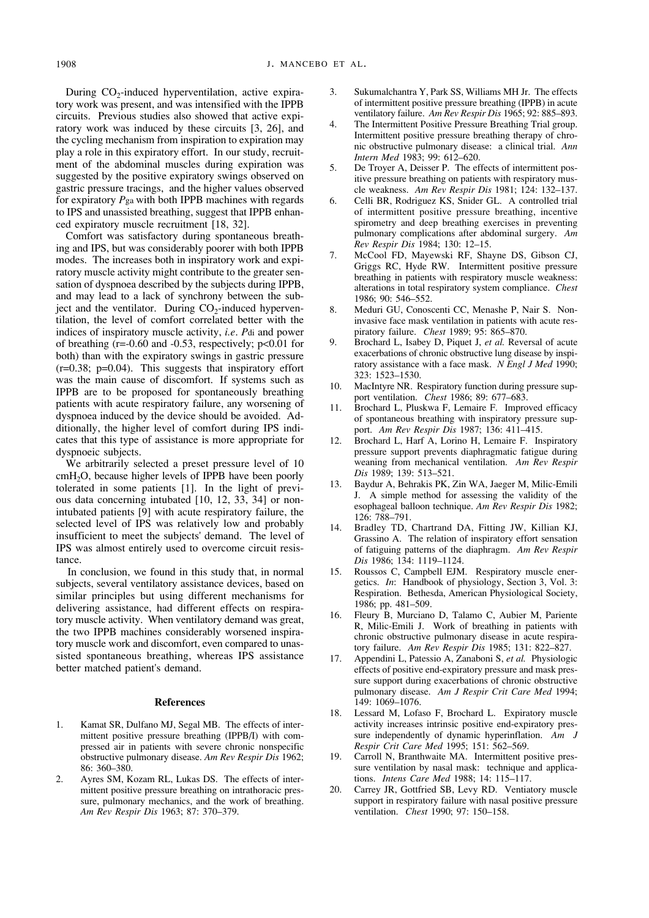During $CO_2$-induced hyperventilation, active expiratory work was present, and was intensified with the IPPB circuits. Previous studies also showed that active expiratory work was induced by these circuits [3, 26], and the cycling mechanism from inspiration to expiration may play a role in this expiratory effort. In our study, recruitment of the abdominal muscles during expiration was suggested by the positive expiratory swings observed on gastric pressure tracings, and the higher values observed for expiratory $P_{ga}$ with both IPPB machines with regards to IPS and unassisted breathing, suggest that IPPB enhanced expiratory muscle recruitment [18, 32].

Comfort was satisfactory during spontaneous breathing and IPS, but was considerably poorer with both IPPB modes. The increases both in inspiratory work and expiratory muscle activity might contribute to the greater sensation of dyspnoea described by the subjects during IPPB, and may lead to a lack of synchrony between the subject and the ventilator. During $CO_2$-induced hyperventilation, the level of comfort correlated better with the indices of inspiratory muscle activity, *i.e*. $P_{di}$ and power of breathing ($r=-0.60$ and $-0.53$, respectively; $p<0.01$ for both) than with the expiratory swings in gastric pressure ($r=0.38$; $p=0.04$). This suggests that inspiratory effort was the main cause of discomfort. If systems such as IPPB are to be proposed for spontaneously breathing patients with acute respiratory failure, any worsening of dyspnoea induced by the device should be avoided. Additionally, the higher level of comfort during IPS indicates that this type of assistance is more appropriate for dyspnoeic subjects.

We arbitrarily selected a preset pressure level of 10 $cmH_2O$, because higher levels of IPPB have been poorly tolerated in some patients [1]. In the light of previous data concerning intubated [10, 12, 33, 34] or nonintubated patients [9] with acute respiratory failure, the selected level of IPS was relatively low and probably insufficient to meet the subjects' demand. The level of IPS was almost entirely used to overcome circuit resistance.

In conclusion, we found in this study that, in normal subjects, several ventilatory assistance devices, based on similar principles but using different mechanisms for delivering assistance, had different effects on respiratory muscle activity. When ventilatory demand was great, the two IPPB machines considerably worsened inspiratory muscle work and discomfort, even compared to unassisted spontaneous breathing, whereas IPS assistance better matched patient's demand.

## References

1. Kamat SR, Dulfano MJ, Segal MB. The effects of intermittent positive pressure breathing (IPPB/I) with compressed air in patients with severe chronic nonspecific obstructive pulmonary disease. *Am Rev Respir Dis* 1962; 86: 360–380.
2. Ayres SM, Kozam RL, Lukas DS. The effects of intermittent positive pressure breathing on intrathoracic pressure, pulmonary mechanics, and the work of breathing. *Am Rev Respir Dis* 1963; 87: 370–379.
3. Sukumalchantra Y, Park SS, Williams MH Jr. The effects of intermittent positive pressure breathing (IPPB) in acute ventilatory failure. *Am Rev Respir Dis* 1965; 92: 885–893.
4. The Intermittent Positive Pressure Breathing Trial group. Intermittent positive pressure breathing therapy of chronic obstructive pulmonary disease: a clinical trial. *Ann Intern Med* 1983; 99: 612–620.
5. De Troyer A, Deisser P. The effects of intermittent positive pressure breathing on patients with respiratory muscle weakness. *Am Rev Respir Dis* 1981; 124: 132–137.
6. Celli BR, Rodriguez KS, Snider GL. A controlled trial of intermittent positive pressure breathing, incentive spirometry and deep breathing exercises in preventing pulmonary complications after abdominal surgery. *Am Rev Respir Dis* 1984; 130: 12–15.
7. McCool FD, Mayewski RF, Shayne DS, Gibson CJ, Griggs RC, Hyde RW. Intermittent positive pressure breathing in patients with respiratory muscle weakness: alterations in total respiratory system compliance. *Chest* 1986; 90: 546–552.
8. Meduri GU, Conoscenti CC, Menashe P, Nair S. Noninvasive face mask ventilation in patients with acute respiratory failure. *Chest* 1989; 95: 865–870.
9. Brochard L, Isabey D, Piquet J, *et al.* Reversal of acute exacerbations of chronic obstructive lung disease by inspiratory assistance with a face mask. *N Engl J Med* 1990; 323: 1523–1530.
10. MacIntyre NR. Respiratory function during pressure support ventilation. *Chest* 1986; 89: 677–683.
11. Brochard L, Pluskwa F, Lemaire F. Improved efficacy of spontaneous breathing with inspiratory pressure support. *Am Rev Respir Dis* 1987; 136: 411–415.
12. Brochard L, Harf A, Lorino H, Lemaire F. Inspiratory pressure support prevents diaphragmatic fatigue during weaning from mechanical ventilation. *Am Rev Respir Dis* 1989; 139: 513–521.
13. Baydur A, Behrakis PK, Zin WA, Jaeger M, Milic-Emili J. A simple method for assessing the validity of the esophageal balloon technique. *Am Rev Respir Dis* 1982; 126: 788–791.
14. Bradley TD, Chartrand DA, Fitting JW, Killian KJ, Grassino A. The relation of inspiratory effort sensation of fatiguing patterns of the diaphragm. *Am Rev Respir Dis* 1986; 134: 1119–1124.
15. Roussos C, Campbell EJM. Respiratory muscle energetics. *In*: Handbook of physiology, Section 3, Vol. 3: Respiration. Bethesda, American Physiological Society, 1986; pp. 481–509.
16. Fleury B, Murciano D, Talamo C, Aubier M, Pariente R, Milic-Emili J. Work of breathing in patients with chronic obstructive pulmonary disease in acute respiratory failure. *Am Rev Respir Dis* 1985; 131: 822–827.
17. Appendini L, Patessio A, Zanaboni S, *et al.* Physiologic effects of positive end-expiratory pressure and mask pressure support during exacerbations of chronic obstructive pulmonary disease. *Am J Respir Crit Care Med* 1994; 149: 1069–1076.
18. Lessard M, Lofaso F, Brochard L. Expiratory muscle activity increases intrinsic positive end-expiratory pressure independently of dynamic hyperinflation. *Am J Respir Crit Care Med* 1995; 151: 562–569.
19. Carroll N, Branthwaite MA. Intermittent positive pressure ventilation by nasal mask: technique and applications. *Intens Care Med* 1988; 14: 115–117.
20. Carrey JR, Gottfried SB, Levy RD. Ventiatory muscle support in respiratory failure with nasal positive pressure ventilation. *Chest* 1990; 97: 150–158.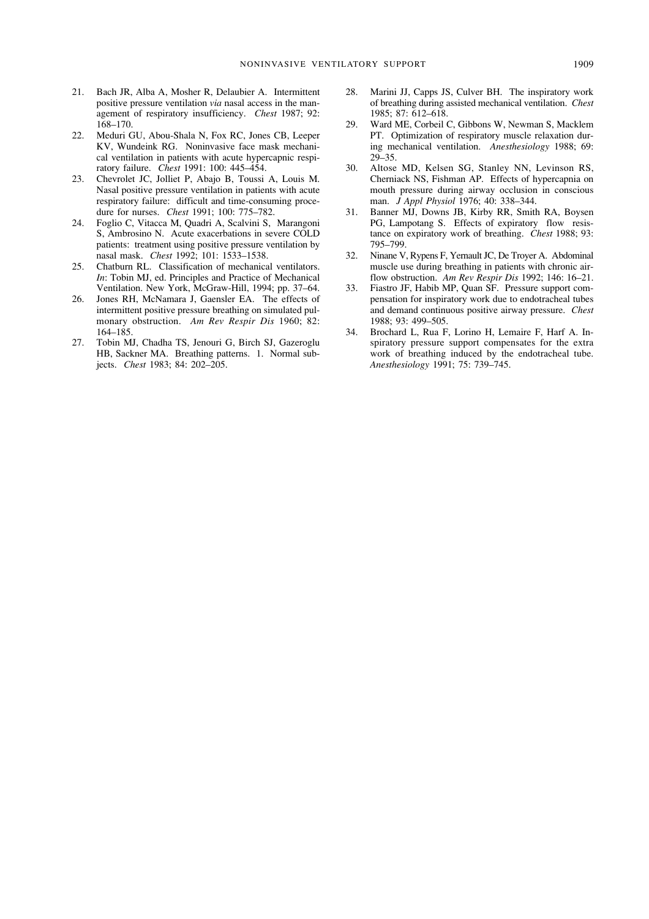21. Bach JR, Alba A, Mosher R, Delaubier A. Intermittent positive pressure ventilation *via* nasal access in the management of respiratory insufficiency. *Chest* 1987; 92: 168–170.
22. Meduri GU, Abou-Shala N, Fox RC, Jones CB, Leeper KV, Wundeink RG. Noninvasive face mask mechanical ventilation in patients with acute hypercapnic respiratory failure. *Chest* 1991: 100: 445–454.
23. Chevrolet JC, Jolliet P, Abajo B, Toussi A, Louis M. Nasal positive pressure ventilation in patients with acute respiratory failure: difficult and time-consuming procedure for nurses. *Chest* 1991; 100: 775–782.
24. Foglio C, Vitacca M, Quadri A, Scalvini S, Marangoni S, Ambrosino N. Acute exacerbations in severe COLD patients: treatment using positive pressure ventilation by nasal mask. *Chest* 1992; 101: 1533–1538.
25. Chatburn RL. Classification of mechanical ventilators. *In*: Tobin MJ, ed. Principles and Practice of Mechanical Ventilation. New York, McGraw-Hill, 1994; pp. 37–64.
26. Jones RH, McNamara J, Gaensler EA. The effects of intermittent positive pressure breathing on simulated pulmonary obstruction. *Am Rev Respir Dis* 1960; 82: 164–185.
27. Tobin MJ, Chadha TS, Jenouri G, Birch SJ, Gazeroglu HB, Sackner MA. Breathing patterns. 1. Normal subjects. *Chest* 1983; 84: 202–205.
28. Marini JJ, Capps JS, Culver BH. The inspiratory work of breathing during assisted mechanical ventilation. *Chest* 1985; 87: 612–618.
29. Ward ME, Corbeil C, Gibbons W, Newman S, Macklem PT. Optimization of respiratory muscle relaxation during mechanical ventilation. *Anesthesiology* 1988; 69: 29–35.
30. Altose MD, Kelsen SG, Stanley NN, Levinson RS, Cherniack NS, Fishman AP. Effects of hypercapnia on mouth pressure during airway occlusion in conscious man. *J Appl Physiol* 1976; 40: 338–344.
31. Banner MJ, Downs JB, Kirby RR, Smith RA, Boysen PG, Lampotang S. Effects of expiratory flow resistance on expiratory work of breathing. *Chest* 1988; 93: 795–799.
32. Ninane V, Rypens F, Yernault JC, De Troyer A. Abdominal muscle use during breathing in patients with chronic airflow obstruction. *Am Rev Respir Dis* 1992; 146: 16–21.
33. Fiastro JF, Habib MP, Quan SF. Pressure support compensation for inspiratory work due to endotracheal tubes and demand continuous positive airway pressure. *Chest* 1988; 93: 499–505.
34. Brochard L, Rua F, Lorino H, Lemaire F, Harf A. Inspiratory pressure support compensates for the extra work of breathing induced by the endotracheal tube. *Anesthesiology* 1991; 75: 739–745.